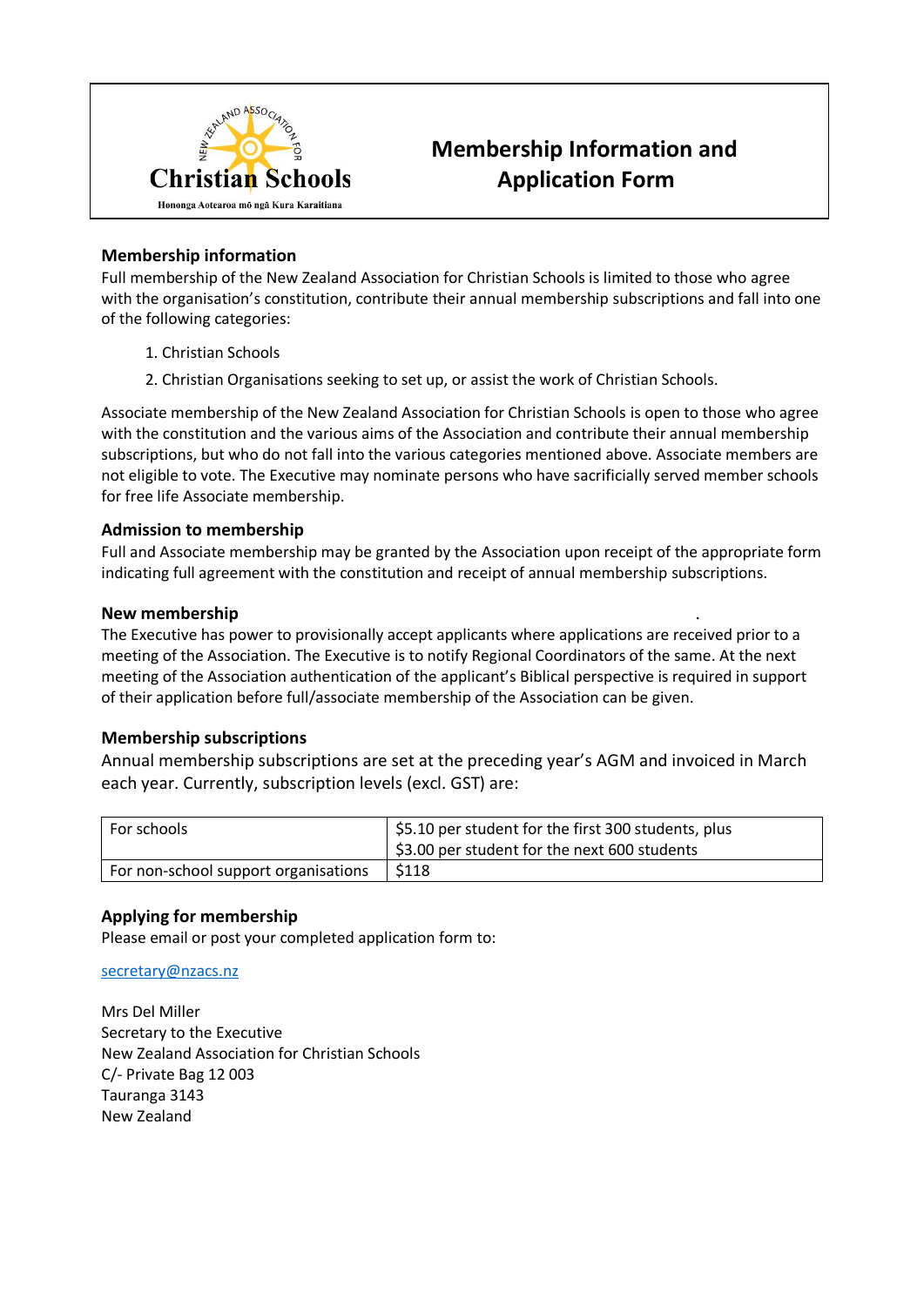# Membership Information and Application Form

### Membership information

Full membership of the New Zealand Association for Christian Schools is limited to those who agree with the organisation's constitution, contribute their annual membership subscriptions and fall into one of the following categories:

1. Christian Schools
2. Christian Organisations seeking to set up, or assist the work of Christian Schools.

Associate membership of the New Zealand Association for Christian Schools is open to those who agree with the constitution and the various aims of the Association and contribute their annual membership subscriptions, but who do not fall into the various categories mentioned above. Associate members are not eligible to vote. The Executive may nominate persons who have sacrificially served member schools for free life Associate membership.

### Admission to membership

Full and Associate membership may be granted by the Association upon receipt of the appropriate form indicating full agreement with the constitution and receipt of annual membership subscriptions.

### New membership

The Executive has power to provisionally accept applicants where applications are received prior to a meeting of the Association. The Executive is to notify Regional Coordinators of the same. At the next meeting of the Association authentication of the applicant's Biblical perspective is required in support of their application before full/associate membership of the Association can be given.

### Membership subscriptions

Annual membership subscriptions are set at the preceding year's AGM and invoiced in March each year. Currently, subscription levels (excl. GST) are:

| | |
|---|---|
| For schools | $5.10 per student for the first 300 students, plus<br>$3.00 per student for the next 600 students |
| For non-school support organisations | $118 |

### Applying for membership

Please email or post your completed application form to:

secretary@nzacs.nz

Mrs Del Miller
Secretary to the Executive
New Zealand Association for Christian Schools
C/- Private Bag 12 003
Tauranga 3143
New Zealand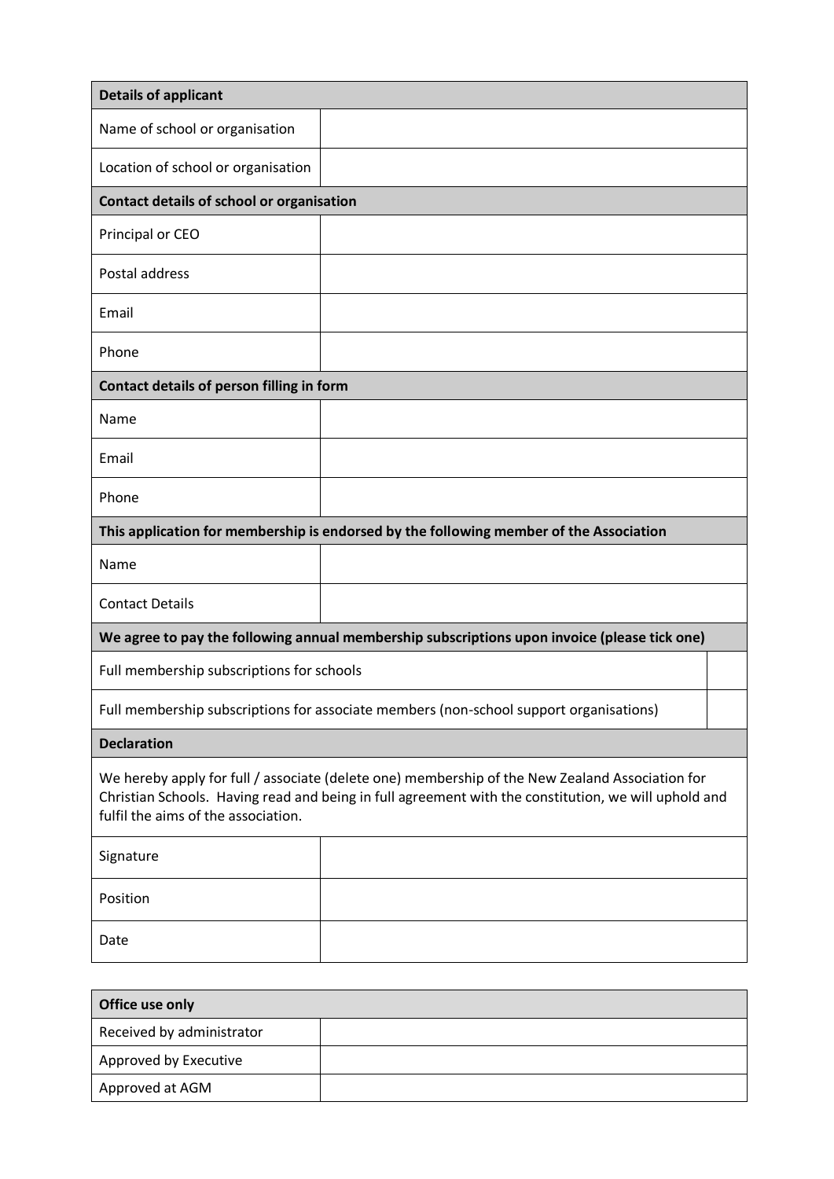| Details of applicant | |
|---|---|
| Name of school or organisation | |
| Location of school or organisation | |
| **Contact details of school or organisation** | |
| Principal or CEO | |
| Postal address | |
| Email | |
| Phone | |
| **Contact details of person filling in form** | |
| Name | |
| Email | |
| Phone | |
| **This application for membership is endorsed by the following member of the Association** | |
| Name | |
| Contact Details | |
| **We agree to pay the following annual membership subscriptions upon invoice (please tick one)** | |
| Full membership subscriptions for schools | |
| Full membership subscriptions for associate members (non-school support organisations) | |
| **Declaration** | |
| We hereby apply for full / associate (delete one) membership of the New Zealand Association for Christian Schools. Having read and being in full agreement with the constitution, we will uphold and fulfil the aims of the association. | |
| Signature | |
| Position | |
| Date | |

| Office use only | |
|---|---|
| Received by administrator | |
| Approved by Executive | |
| Approved at AGM | |